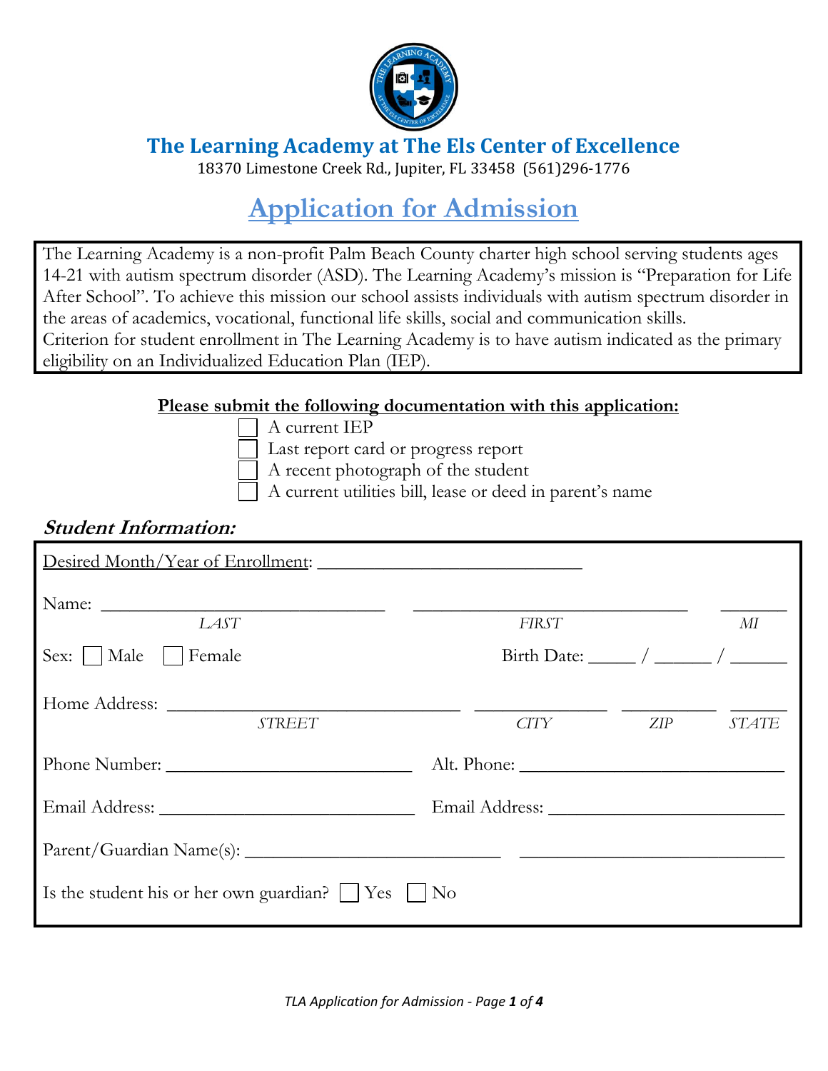# The Learning Academy at The Els Center of Excellence

18370 Limestone Creek Rd., Jupiter, FL 33458 (561)296-1776

## Application for Admission

The Learning Academy is a non-profit Palm Beach County charter high school serving students ages 14-21 with autism spectrum disorder (ASD). The Learning Academy's mission is "Preparation for Life After School". To achieve this mission our school assists individuals with autism spectrum disorder in the areas of academics, vocational, functional life skills, social and communication skills.
Criterion for student enrollment in The Learning Academy is to have autism indicated as the primary eligibility on an Individualized Education Plan (IEP).

**Please submit the following documentation with this application:**

- ☐ A current IEP
- ☐ Last report card or progress report
- ☐ A recent photograph of the student
- ☐ A current utilities bill, lease or deed in parent's name

### *Student Information:*

Desired Month/Year of Enrollment: ______________________________

Name: ______________________________ ______________________________ ______
*LAST* *FIRST* *MI*

Sex: ☐ Male ☐ Female Birth Date: _____ / ______ / ______

Home Address: ______________________________ ______________ __________ ______
*STREET* *CITY* *ZIP* *STATE*

Phone Number: ___________________________ Alt. Phone: ____________________________

Email Address: ____________________________ Email Address: _________________________

Parent/Guardian Name(s): ___________________________ ____________________________

Is the student his or her own guardian? ☐ Yes ☐ No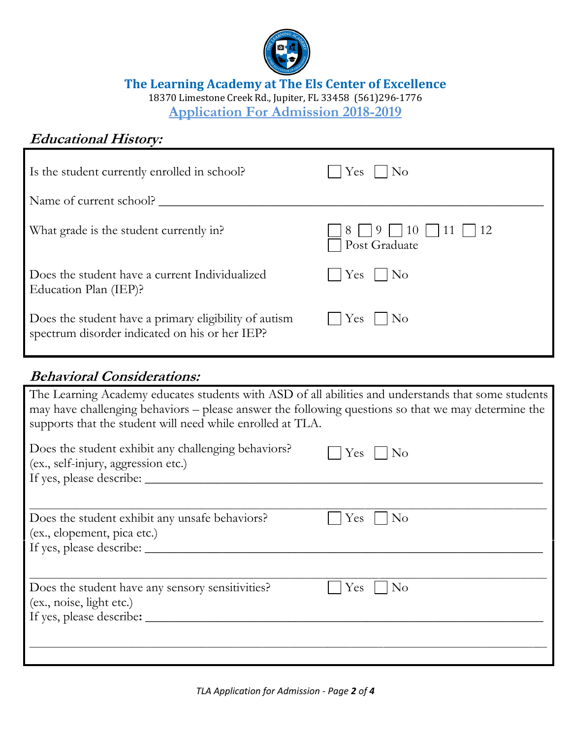**The Learning Academy at The Els Center of Excellence**
18370 Limestone Creek Rd., Jupiter, FL 33458 (561)296-1776
**Application For Admission 2018-2019**

## *Educational History:*

Is the student currently enrolled in school? ☐ Yes ☐ No

Name of current school? ________________________________________________

What grade is the student currently in? ☐ 8 ☐ 9 ☐ 10 ☐ 11 ☐ 12 ☐ Post Graduate

Does the student have a current Individualized Education Plan (IEP)? ☐ Yes ☐ No

Does the student have a primary eligibility of autism spectrum disorder indicated on his or her IEP? ☐ Yes ☐ No

## *Behavioral Considerations:*

The Learning Academy educates students with ASD of all abilities and understands that some students may have challenging behaviors – please answer the following questions so that we may determine the supports that the student will need while enrolled at TLA.

Does the student exhibit any challenging behaviors? (ex., self-injury, aggression etc.) ☐ Yes ☐ No
If yes, please describe: ________________________________________________

________________________________________________________________________

Does the student exhibit any unsafe behaviors? (ex., elopement, pica etc.) ☐ Yes ☐ No
If yes, please describe: ________________________________________________

________________________________________________________________________

Does the student have any sensory sensitivities? (ex., noise, light etc.) ☐ Yes ☐ No
If yes, please describe: ________________________________________________

________________________________________________________________________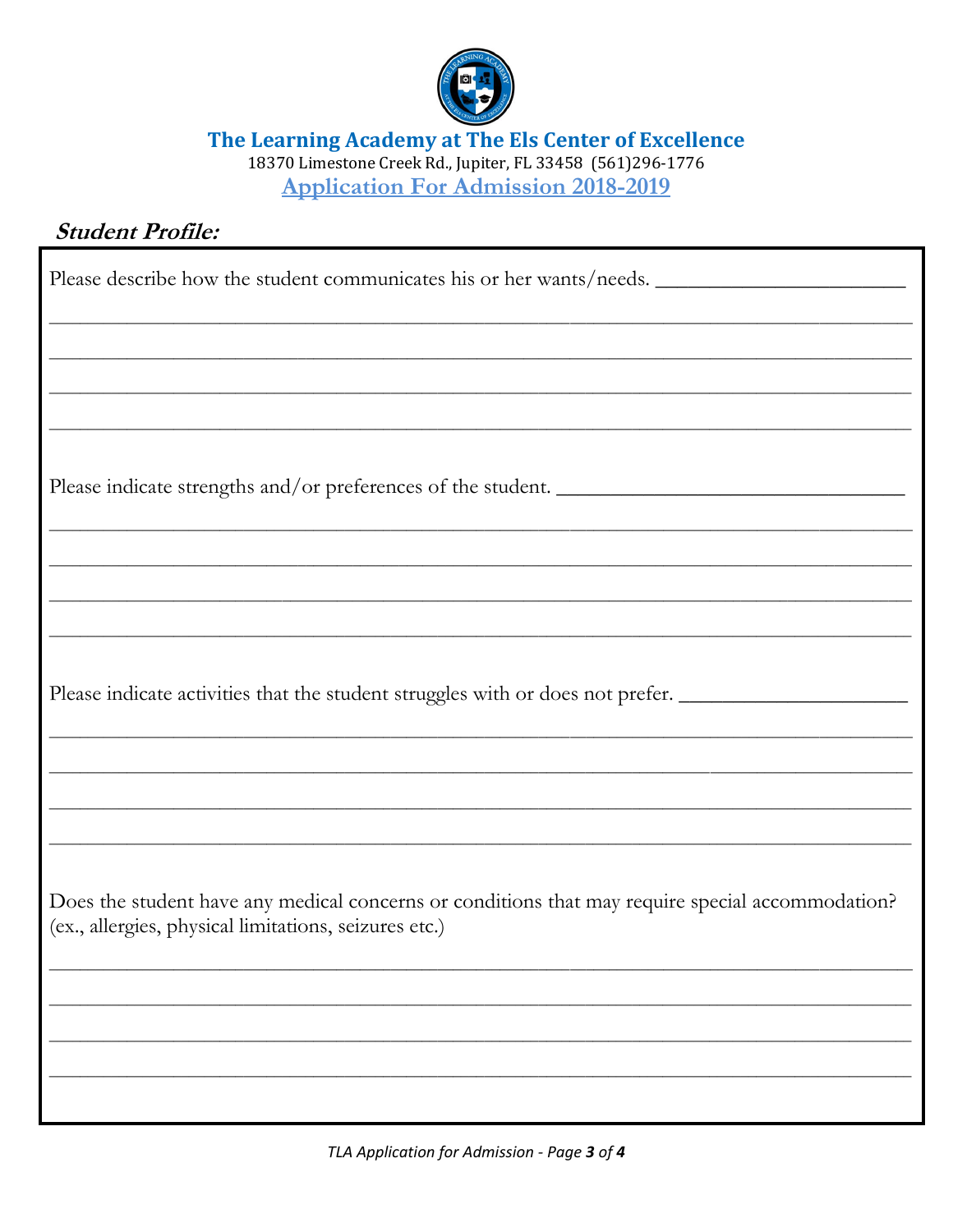# The Learning Academy at The Els Center of Excellence

18370 Limestone Creek Rd., Jupiter, FL 33458 (561)296-1776

## Application For Admission 2018-2019

### *Student Profile:*

Please describe how the student communicates his or her wants/needs. ________________________

______________________________________________________________________________

______________________________________________________________________________

______________________________________________________________________________

______________________________________________________________________________

Please indicate strengths and/or preferences of the student. _________________________________

______________________________________________________________________________

______________________________________________________________________________

______________________________________________________________________________

______________________________________________________________________________

Please indicate activities that the student struggles with or does not prefer. _____________________

______________________________________________________________________________

______________________________________________________________________________

______________________________________________________________________________

______________________________________________________________________________

Does the student have any medical concerns or conditions that may require special accommodation? (ex., allergies, physical limitations, seizures etc.)

______________________________________________________________________________

______________________________________________________________________________

______________________________________________________________________________

______________________________________________________________________________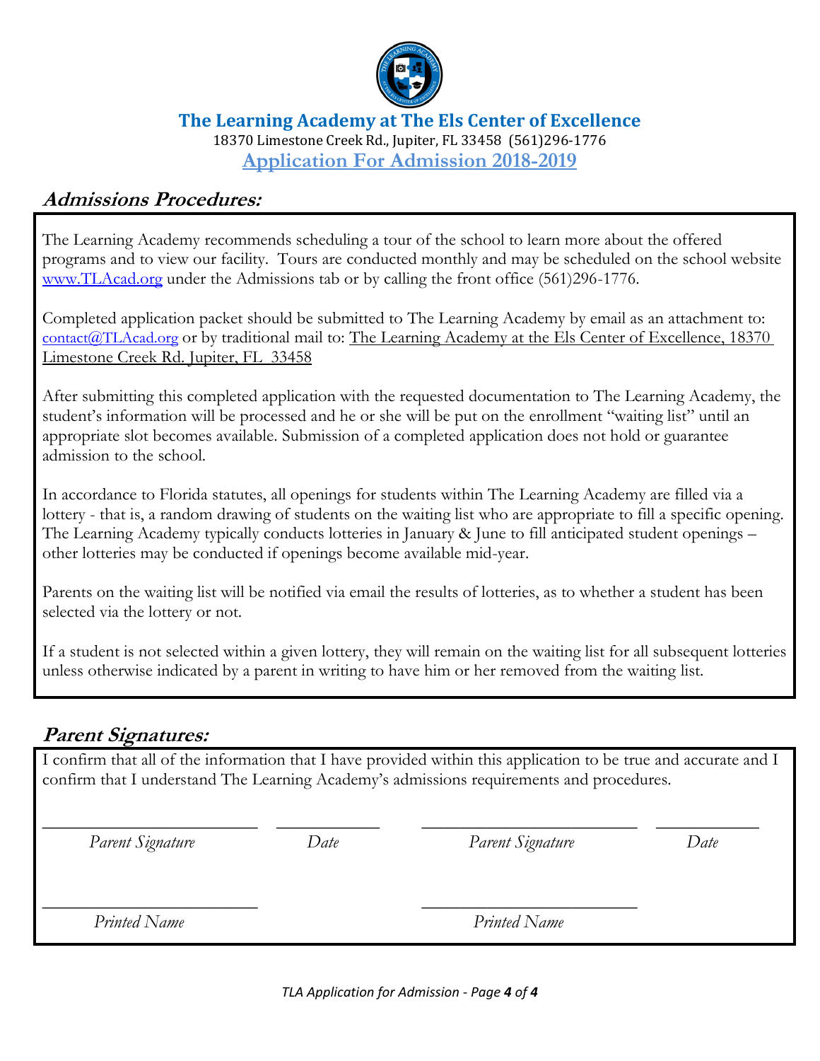# The Learning Academy at The Els Center of Excellence

18370 Limestone Creek Rd., Jupiter, FL 33458 (561)296-1776

## Application For Admission 2018-2019

## *Admissions Procedures:*

The Learning Academy recommends scheduling a tour of the school to learn more about the offered programs and to view our facility. Tours are conducted monthly and may be scheduled on the school website www.TLAcad.org under the Admissions tab or by calling the front office (561)296-1776.

Completed application packet should be submitted to The Learning Academy by email as an attachment to: contact@TLAcad.org or by traditional mail to: The Learning Academy at the Els Center of Excellence, 18370 Limestone Creek Rd. Jupiter, FL 33458

After submitting this completed application with the requested documentation to The Learning Academy, the student's information will be processed and he or she will be put on the enrollment "waiting list" until an appropriate slot becomes available. Submission of a completed application does not hold or guarantee admission to the school.

In accordance to Florida statutes, all openings for students within The Learning Academy are filled via a lottery - that is, a random drawing of students on the waiting list who are appropriate to fill a specific opening. The Learning Academy typically conducts lotteries in January & June to fill anticipated student openings – other lotteries may be conducted if openings become available mid-year.

Parents on the waiting list will be notified via email the results of lotteries, as to whether a student has been selected via the lottery or not.

If a student is not selected within a given lottery, they will remain on the waiting list for all subsequent lotteries unless otherwise indicated by a parent in writing to have him or her removed from the waiting list.

## *Parent Signatures:*

I confirm that all of the information that I have provided within this application to be true and accurate and I confirm that I understand The Learning Academy's admissions requirements and procedures.

| | | | |
|---|---|---|---|
| _______________ | _______ | _______________ | _______ |
| *Parent Signature* | *Date* | *Parent Signature* | *Date* |
| _______________ | | _______________ | |
| *Printed Name* | | *Printed Name* | |